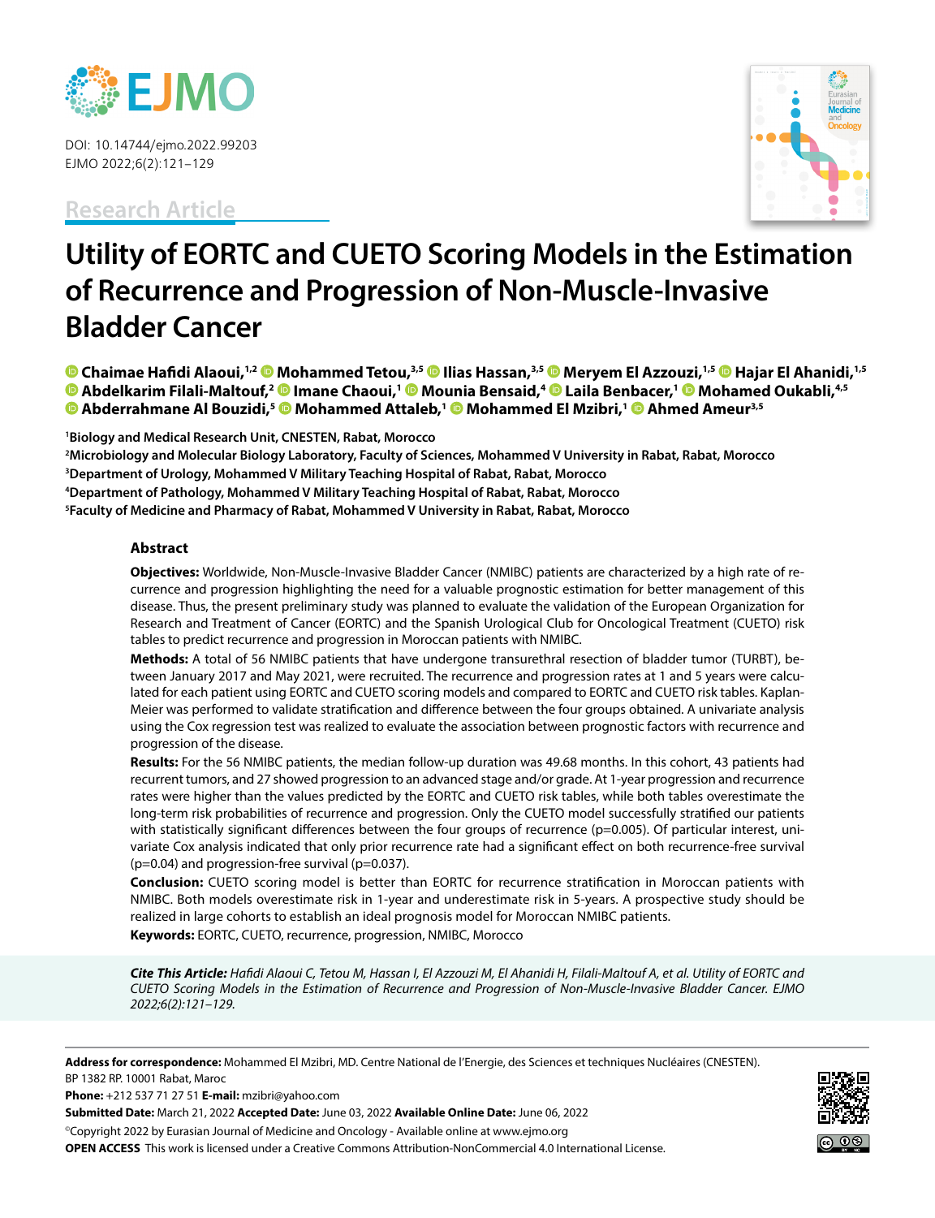DOI: 10.14744/ejmo.2022.99203
EJMO 2022;6(2):121–129

Research Article

# Utility of EORTC and CUETO Scoring Models in the Estimation of Recurrence and Progression of Non-Muscle-Invasive Bladder Cancer

**Chaimae Hafidi Alaoui,[1,2] Mohammed Tetou,[3,5] Ilias Hassan,[3,5] Meryem El Azzouzi,[1,5] Hajar El Ahanidi,[1,5] Abdelkarim Filali-Maltouf,[2] Imane Chaoui,[1] Mounia Bensaid,[4] Laila Benbacer,[1] Mohamed Oukabli,[4,5] Abderrahmane Al Bouzidi,[5] Mohammed Attaleb,[1] Mohammed El Mzibri,[1] Ahmed Ameur[3,5]**

[1]Biology and Medical Research Unit, CNESTEN, Rabat, Morocco
[2]Microbiology and Molecular Biology Laboratory, Faculty of Sciences, Mohammed V University in Rabat, Rabat, Morocco
[3]Department of Urology, Mohammed V Military Teaching Hospital of Rabat, Rabat, Morocco
[4]Department of Pathology, Mohammed V Military Teaching Hospital of Rabat, Rabat, Morocco
[5]Faculty of Medicine and Pharmacy of Rabat, Mohammed V University in Rabat, Rabat, Morocco

## Abstract

**Objectives:** Worldwide, Non-Muscle-Invasive Bladder Cancer (NMIBC) patients are characterized by a high rate of recurrence and progression highlighting the need for a valuable prognostic estimation for better management of this disease. Thus, the present preliminary study was planned to evaluate the validation of the European Organization for Research and Treatment of Cancer (EORTC) and the Spanish Urological Club for Oncological Treatment (CUETO) risk tables to predict recurrence and progression in Moroccan patients with NMIBC.

**Methods:** A total of 56 NMIBC patients that have undergone transurethral resection of bladder tumor (TURBT), between January 2017 and May 2021, were recruited. The recurrence and progression rates at 1 and 5 years were calculated for each patient using EORTC and CUETO scoring models and compared to EORTC and CUETO risk tables. Kaplan-Meier was performed to validate stratification and difference between the four groups obtained. A univariate analysis using the Cox regression test was realized to evaluate the association between prognostic factors with recurrence and progression of the disease.

**Results:** For the 56 NMIBC patients, the median follow-up duration was 49.68 months. In this cohort, 43 patients had recurrent tumors, and 27 showed progression to an advanced stage and/or grade. At 1-year progression and recurrence rates were higher than the values predicted by the EORTC and CUETO risk tables, while both tables overestimate the long-term risk probabilities of recurrence and progression. Only the CUETO model successfully stratified our patients with statistically significant differences between the four groups of recurrence (p=0.005). Of particular interest, univariate Cox analysis indicated that only prior recurrence rate had a significant effect on both recurrence-free survival (p=0.04) and progression-free survival (p=0.037).

**Conclusion:** CUETO scoring model is better than EORTC for recurrence stratification in Moroccan patients with NMIBC. Both models overestimate risk in 1-year and underestimate risk in 5-years. A prospective study should be realized in large cohorts to establish an ideal prognosis model for Moroccan NMIBC patients.

**Keywords:** EORTC, CUETO, recurrence, progression, NMIBC, Morocco

***Cite This Article:*** *Hafidi Alaoui C, Tetou M, Hassan I, El Azzouzi M, El Ahanidi H, Filali-Maltouf A, et al. Utility of EORTC and CUETO Scoring Models in the Estimation of Recurrence and Progression of Non-Muscle-Invasive Bladder Cancer. EJMO 2022;6(2):121–129.*

**Address for correspondence:** Mohammed El Mzibri, MD. Centre National de l'Energie, des Sciences et techniques Nucléaires (CNESTEN). BP 1382 RP. 10001 Rabat, Maroc
**Phone:** +212 537 71 27 51 **E-mail:** mzibri@yahoo.com
**Submitted Date:** March 21, 2022 **Accepted Date:** June 03, 2022 **Available Online Date:** June 06, 2022
©Copyright 2022 by Eurasian Journal of Medicine and Oncology - Available online at www.ejmo.org
**OPEN ACCESS** This work is licensed under a Creative Commons Attribution-NonCommercial 4.0 International License.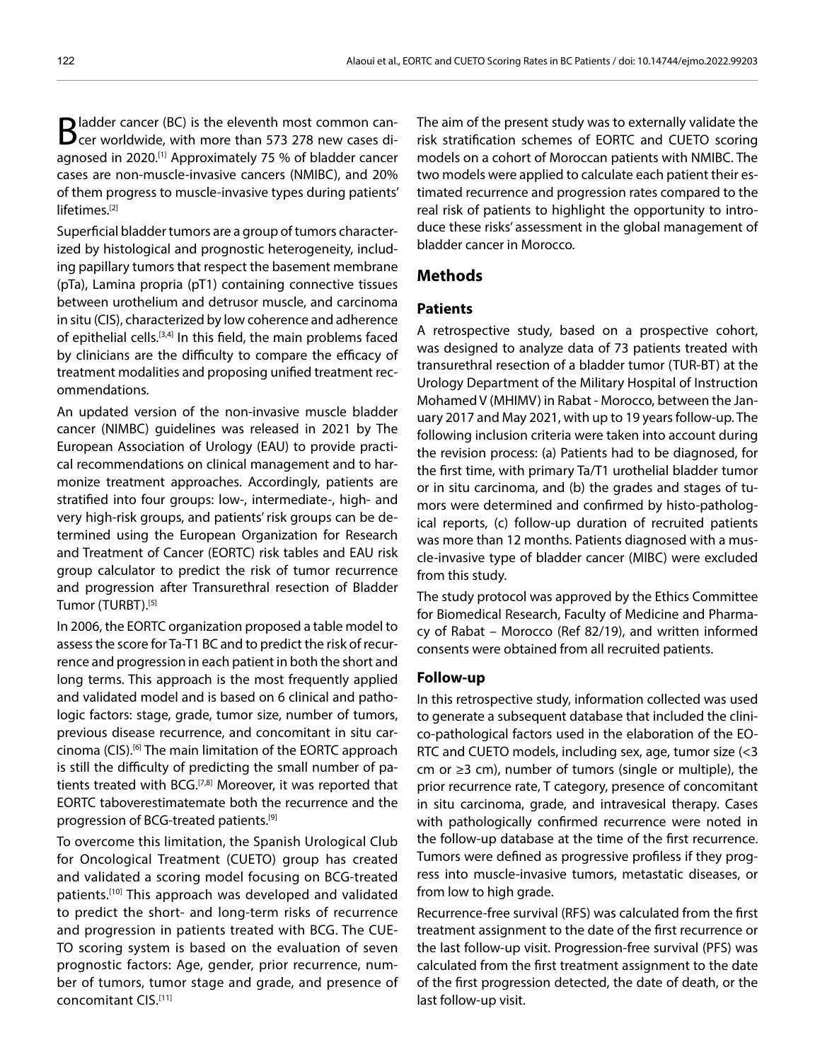Bladder cancer (BC) is the eleventh most common cancer worldwide, with more than 573 278 new cases diagnosed in 2020.[1] Approximately 75 % of bladder cancer cases are non-muscle-invasive cancers (NMIBC), and 20% of them progress to muscle-invasive types during patients' lifetimes.[2]

Superficial bladder tumors are a group of tumors characterized by histological and prognostic heterogeneity, including papillary tumors that respect the basement membrane (pTa), Lamina propria (pT1) containing connective tissues between urothelium and detrusor muscle, and carcinoma in situ (CIS), characterized by low coherence and adherence of epithelial cells.[3,4] In this field, the main problems faced by clinicians are the difficulty to compare the efficacy of treatment modalities and proposing unified treatment recommendations.

An updated version of the non-invasive muscle bladder cancer (NIMBC) guidelines was released in 2021 by The European Association of Urology (EAU) to provide practical recommendations on clinical management and to harmonize treatment approaches. Accordingly, patients are stratified into four groups: low-, intermediate-, high- and very high-risk groups, and patients' risk groups can be determined using the European Organization for Research and Treatment of Cancer (EORTC) risk tables and EAU risk group calculator to predict the risk of tumor recurrence and progression after Transurethral resection of Bladder Tumor (TURBT).[5]

In 2006, the EORTC organization proposed a table model to assess the score for Ta-T1 BC and to predict the risk of recurrence and progression in each patient in both the short and long terms. This approach is the most frequently applied and validated model and is based on 6 clinical and pathologic factors: stage, grade, tumor size, number of tumors, previous disease recurrence, and concomitant in situ carcinoma (CIS).[6] The main limitation of the EORTC approach is still the difficulty of predicting the small number of patients treated with BCG.[7,8] Moreover, it was reported that EORTC taboverestimatemate both the recurrence and the progression of BCG-treated patients.[9]

To overcome this limitation, the Spanish Urological Club for Oncological Treatment (CUETO) group has created and validated a scoring model focusing on BCG-treated patients.[10] This approach was developed and validated to predict the short- and long-term risks of recurrence and progression in patients treated with BCG. The CUETO scoring system is based on the evaluation of seven prognostic factors: Age, gender, prior recurrence, number of tumors, tumor stage and grade, and presence of concomitant CIS.[11]

The aim of the present study was to externally validate the risk stratification schemes of EORTC and CUETO scoring models on a cohort of Moroccan patients with NMIBC. The two models were applied to calculate each patient their estimated recurrence and progression rates compared to the real risk of patients to highlight the opportunity to introduce these risks' assessment in the global management of bladder cancer in Morocco.

## Methods

### Patients

A retrospective study, based on a prospective cohort, was designed to analyze data of 73 patients treated with transurethral resection of a bladder tumor (TUR-BT) at the Urology Department of the Military Hospital of Instruction Mohamed V (MHIMV) in Rabat - Morocco, between the January 2017 and May 2021, with up to 19 years follow-up. The following inclusion criteria were taken into account during the revision process: (a) Patients had to be diagnosed, for the first time, with primary Ta/T1 urothelial bladder tumor or in situ carcinoma, and (b) the grades and stages of tumors were determined and confirmed by histo-pathological reports, (c) follow-up duration of recruited patients was more than 12 months. Patients diagnosed with a muscle-invasive type of bladder cancer (MIBC) were excluded from this study.

The study protocol was approved by the Ethics Committee for Biomedical Research, Faculty of Medicine and Pharmacy of Rabat – Morocco (Ref 82/19), and written informed consents were obtained from all recruited patients.

### Follow-up

In this retrospective study, information collected was used to generate a subsequent database that included the clinico-pathological factors used in the elaboration of the EORTC and CUETO models, including sex, age, tumor size (<3 cm or ≥3 cm), number of tumors (single or multiple), the prior recurrence rate, T category, presence of concomitant in situ carcinoma, grade, and intravesical therapy. Cases with pathologically confirmed recurrence were noted in the follow-up database at the time of the first recurrence. Tumors were defined as progressive profiles if they progress into muscle-invasive tumors, metastatic diseases, or from low to high grade.

Recurrence-free survival (RFS) was calculated from the first treatment assignment to the date of the first recurrence or the last follow-up visit. Progression-free survival (PFS) was calculated from the first treatment assignment to the date of the first progression detected, the date of death, or the last follow-up visit.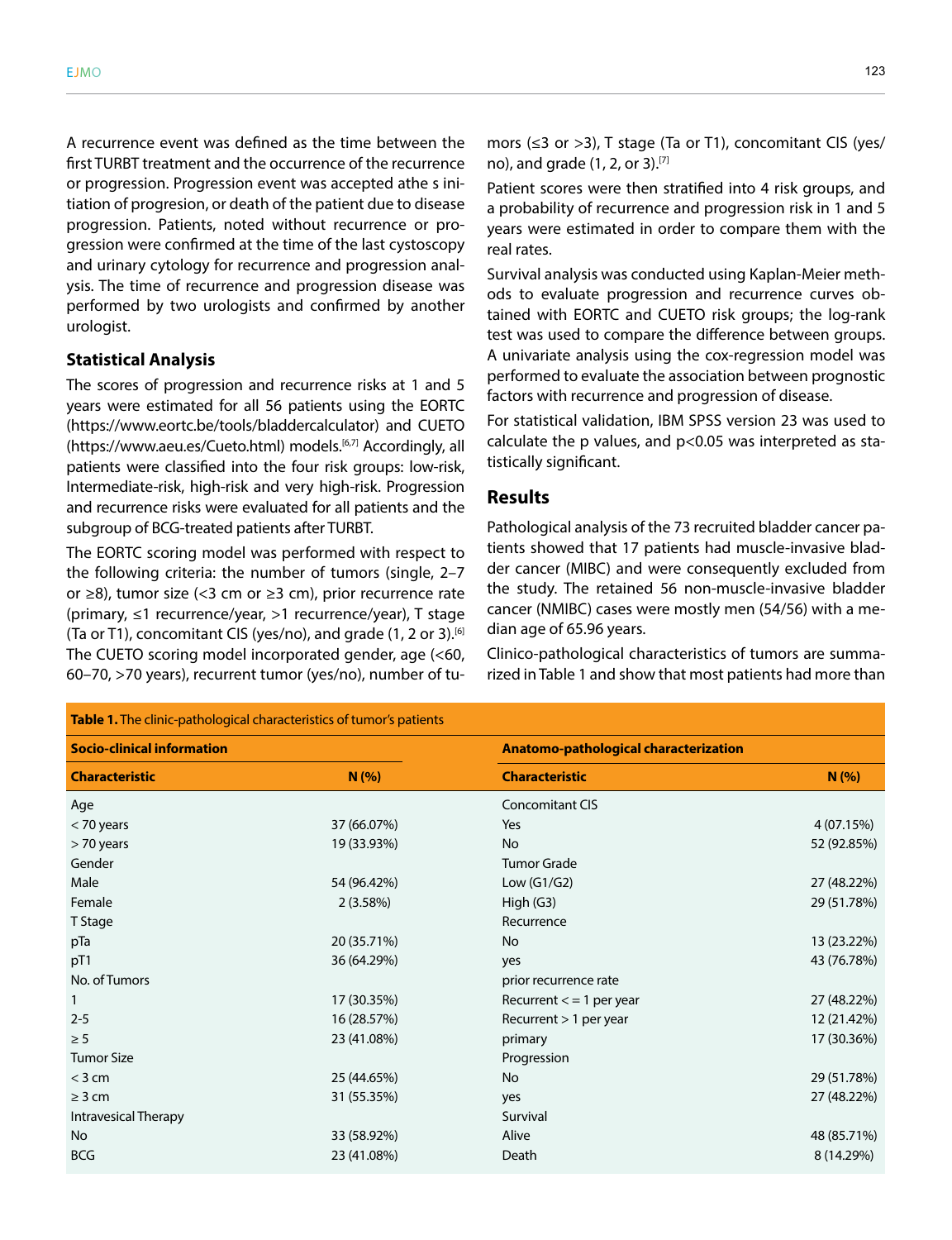A recurrence event was defined as the time between the first TURBT treatment and the occurrence of the recurrence or progression. Progression event was accepted athe s initiation of progresion, or death of the patient due to disease progression. Patients, noted without recurrence or progression were confirmed at the time of the last cystoscopy and urinary cytology for recurrence and progression analysis. The time of recurrence and progression disease was performed by two urologists and confirmed by another urologist.

## Statistical Analysis

The scores of progression and recurrence risks at 1 and 5 years were estimated for all 56 patients using the EORTC (https://www.eortc.be/tools/bladdercalculator) and CUETO (https://www.aeu.es/Cueto.html) models.[6,7] Accordingly, all patients were classified into the four risk groups: low-risk, Intermediate-risk, high-risk and very high-risk. Progression and recurrence risks were evaluated for all patients and the subgroup of BCG-treated patients after TURBT.

The EORTC scoring model was performed with respect to the following criteria: the number of tumors (single, 2–7 or ≥8), tumor size (<3 cm or ≥3 cm), prior recurrence rate (primary, ≤1 recurrence/year, >1 recurrence/year), T stage (Ta or T1), concomitant CIS (yes/no), and grade (1, 2 or 3).[6] The CUETO scoring model incorporated gender, age (<60, 60–70, >70 years), recurrent tumor (yes/no), number of tumors (≤3 or >3), T stage (Ta or T1), concomitant CIS (yes/no), and grade (1, 2, or 3).[7]

Patient scores were then stratified into 4 risk groups, and a probability of recurrence and progression risk in 1 and 5 years were estimated in order to compare them with the real rates.

Survival analysis was conducted using Kaplan-Meier methods to evaluate progression and recurrence curves obtained with EORTC and CUETO risk groups; the log-rank test was used to compare the difference between groups. A univariate analysis using the cox-regression model was performed to evaluate the association between prognostic factors with recurrence and progression of disease.

For statistical validation, IBM SPSS version 23 was used to calculate the p values, and p<0.05 was interpreted as statistically significant.

## Results

Pathological analysis of the 73 recruited bladder cancer patients showed that 17 patients had muscle-invasive bladder cancer (MIBC) and were consequently excluded from the study. The retained 56 non-muscle-invasive bladder cancer (NMIBC) cases were mostly men (54/56) with a median age of 65.96 years.

Clinico-pathological characteristics of tumors are summarized in Table 1 and show that most patients had more than

**Table 1.** The clinic-pathological characteristics of tumor's patients

| **Socio-clinical information** | | **Anatomo-pathological characterization** | |
|---|---|---|---|
| **Characteristic** | **N (%)** | **Characteristic** | **N (%)** |
| Age | | Concomitant CIS | |
| < 70 years | 37 (66.07%) | Yes | 4 (07.15%) |
| > 70 years | 19 (33.93%) | No | 52 (92.85%) |
| Gender | | Tumor Grade | |
| Male | 54 (96.42%) | Low (G1/G2) | 27 (48.22%) |
| Female | 2 (3.58%) | High (G3) | 29 (51.78%) |
| T Stage | | Recurrence | |
| pTa | 20 (35.71%) | No | 13 (23.22%) |
| pT1 | 36 (64.29%) | yes | 43 (76.78%) |
| No. of Tumors | | prior recurrence rate | |
| 1 | 17 (30.35%) | Recurrent < = 1 per year | 27 (48.22%) |
| 2-5 | 16 (28.57%) | Recurrent > 1 per year | 12 (21.42%) |
| ≥ 5 | 23 (41.08%) | primary | 17 (30.36%) |
| Tumor Size | | Progression | |
| < 3 cm | 25 (44.65%) | No | 29 (51.78%) |
| ≥ 3 cm | 31 (55.35%) | yes | 27 (48.22%) |
| Intravesical Therapy | | Survival | |
| No | 33 (58.92%) | Alive | 48 (85.71%) |
| BCG | 23 (41.08%) | Death | 8 (14.29%) |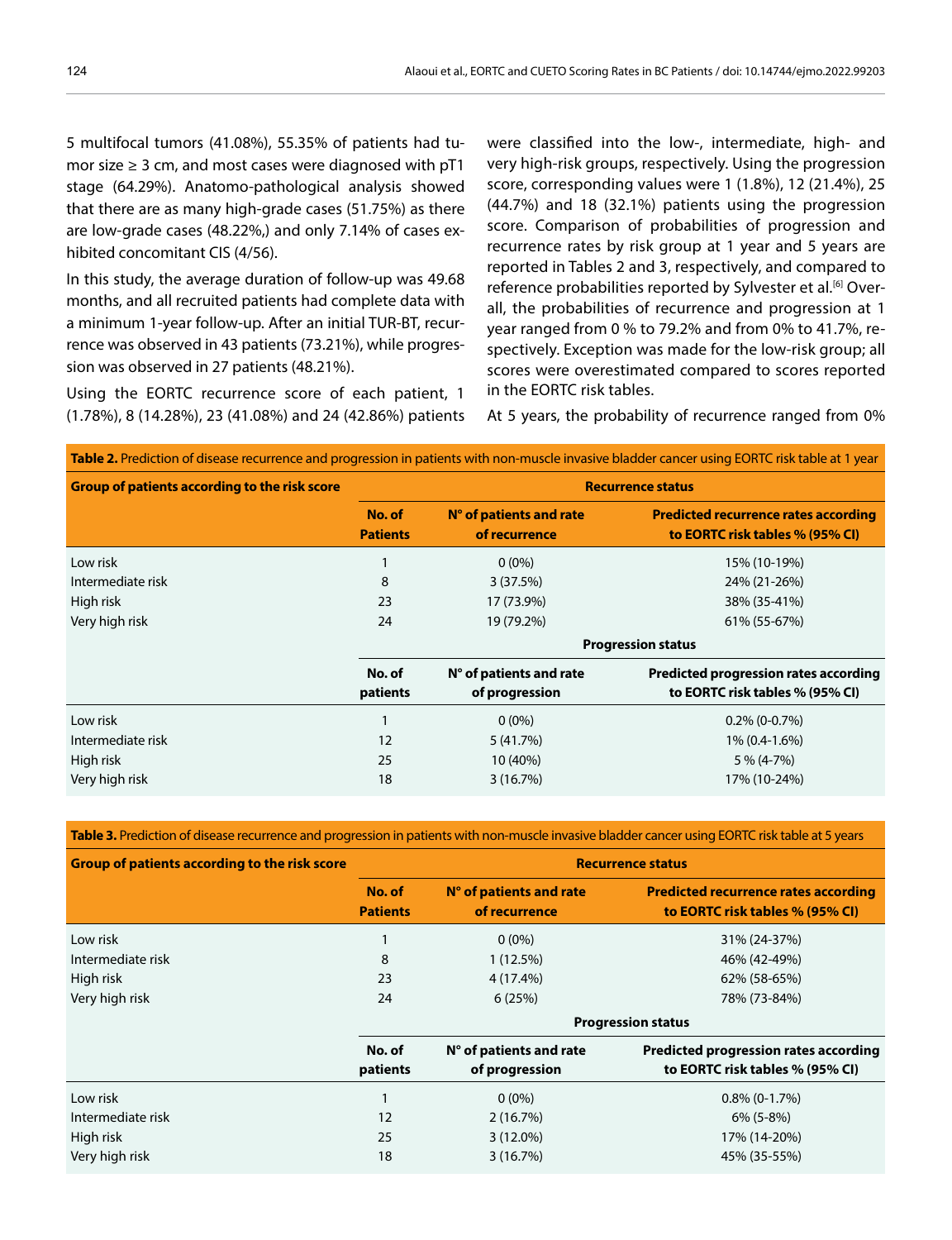5 multifocal tumors (41.08%), 55.35% of patients had tumor size ≥ 3 cm, and most cases were diagnosed with pT1 stage (64.29%). Anatomo-pathological analysis showed that there are as many high-grade cases (51.75%) as there are low-grade cases (48.22%,) and only 7.14% of cases exhibited concomitant CIS (4/56).

In this study, the average duration of follow-up was 49.68 months, and all recruited patients had complete data with a minimum 1-year follow-up. After an initial TUR-BT, recurrence was observed in 43 patients (73.21%), while progression was observed in 27 patients (48.21%).

Using the EORTC recurrence score of each patient, 1 (1.78%), 8 (14.28%), 23 (41.08%) and 24 (42.86%) patients were classified into the low-, intermediate, high- and very high-risk groups, respectively. Using the progression score, corresponding values were 1 (1.8%), 12 (21.4%), 25 (44.7%) and 18 (32.1%) patients using the progression score. Comparison of probabilities of progression and recurrence rates by risk group at 1 year and 5 years are reported in Tables 2 and 3, respectively, and compared to reference probabilities reported by Sylvester et al.[6] Overall, the probabilities of recurrence and progression at 1 year ranged from 0 % to 79.2% and from 0% to 41.7%, respectively. Exception was made for the low-risk group; all scores were overestimated compared to scores reported in the EORTC risk tables.

At 5 years, the probability of recurrence ranged from 0%

**Table 2.** Prediction of disease recurrence and progression in patients with non-muscle invasive bladder cancer using EORTC risk table at 1 year

| Group of patients according to the risk score | Recurrence status | | |
|---|---|---|---|
| | No. of Patients | N° of patients and rate of recurrence | Predicted recurrence rates according to EORTC risk tables % (95% CI) |
| Low risk | 1 | 0 (0%) | 15% (10-19%) |
| Intermediate risk | 8 | 3 (37.5%) | 24% (21-26%) |
| High risk | 23 | 17 (73.9%) | 38% (35-41%) |
| Very high risk | 24 | 19 (79.2%) | 61% (55-67%) |
| | Progression status | | |
| | No. of patients | N° of patients and rate of progression | Predicted progression rates according to EORTC risk tables % (95% CI) |
| Low risk | 1 | 0 (0%) | 0.2% (0-0.7%) |
| Intermediate risk | 12 | 5 (41.7%) | 1% (0.4-1.6%) |
| High risk | 25 | 10 (40%) | 5 % (4-7%) |
| Very high risk | 18 | 3 (16.7%) | 17% (10-24%) |

**Table 3.** Prediction of disease recurrence and progression in patients with non-muscle invasive bladder cancer using EORTC risk table at 5 years

| Group of patients according to the risk score | Recurrence status | | |
|---|---|---|---|
| | No. of Patients | N° of patients and rate of recurrence | Predicted recurrence rates according to EORTC risk tables % (95% CI) |
| Low risk | 1 | 0 (0%) | 31% (24-37%) |
| Intermediate risk | 8 | 1 (12.5%) | 46% (42-49%) |
| High risk | 23 | 4 (17.4%) | 62% (58-65%) |
| Very high risk | 24 | 6 (25%) | 78% (73-84%) |
| | Progression status | | |
| | No. of patients | N° of patients and rate of progression | Predicted progression rates according to EORTC risk tables % (95% CI) |
| Low risk | 1 | 0 (0%) | 0.8% (0-1.7%) |
| Intermediate risk | 12 | 2 (16.7%) | 6% (5-8%) |
| High risk | 25 | 3 (12.0%) | 17% (14-20%) |
| Very high risk | 18 | 3 (16.7%) | 45% (35-55%) |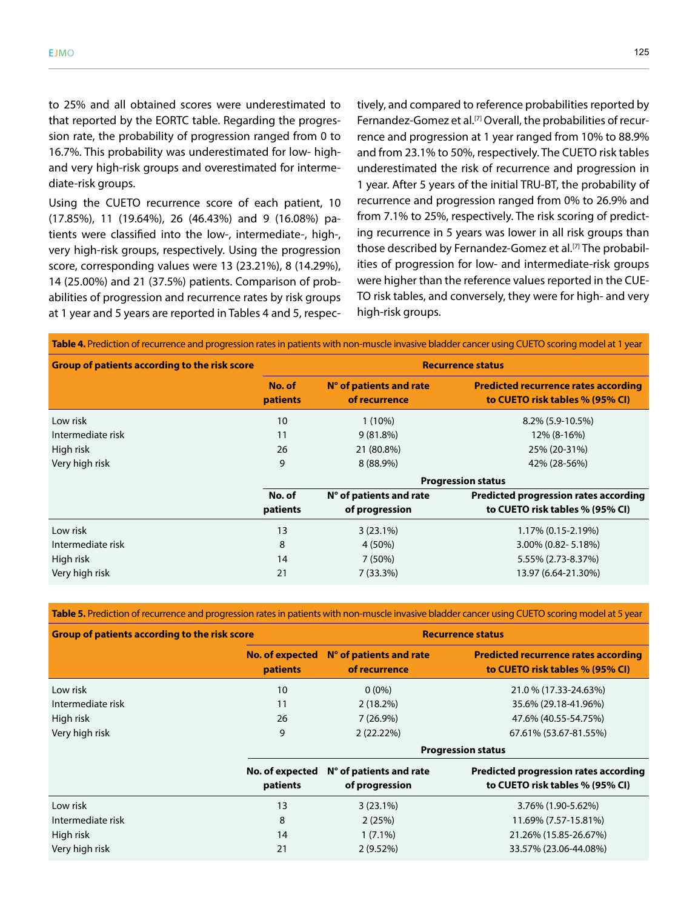to 25% and all obtained scores were underestimated to that reported by the EORTC table. Regarding the progression rate, the probability of progression ranged from 0 to 16.7%. This probability was underestimated for low- high- and very high-risk groups and overestimated for intermediate-risk groups.

Using the CUETO recurrence score of each patient, 10 (17.85%), 11 (19.64%), 26 (46.43%) and 9 (16.08%) patients were classified into the low-, intermediate-, high-, very high-risk groups, respectively. Using the progression score, corresponding values were 13 (23.21%), 8 (14.29%), 14 (25.00%) and 21 (37.5%) patients. Comparison of probabilities of progression and recurrence rates by risk groups at 1 year and 5 years are reported in Tables 4 and 5, respectively, and compared to reference probabilities reported by Fernandez-Gomez et al.[7] Overall, the probabilities of recurrence and progression at 1 year ranged from 10% to 88.9% and from 23.1% to 50%, respectively. The CUETO risk tables underestimated the risk of recurrence and progression in 1 year. After 5 years of the initial TRU-BT, the probability of recurrence and progression ranged from 0% to 26.9% and from 7.1% to 25%, respectively. The risk scoring of predicting recurrence in 5 years was lower in all risk groups than those described by Fernandez-Gomez et al.[7] The probabilities of progression for low- and intermediate-risk groups were higher than the reference values reported in the CUETO risk tables, and conversely, they were for high- and very high-risk groups.

**Table 4.** Prediction of recurrence and progression rates in patients with non-muscle invasive bladder cancer using CUETO scoring model at 1 year

| Group of patients according to the risk score | Recurrence status | | |
|---|---|---|---|
| | No. of patients | N° of patients and rate of recurrence | Predicted recurrence rates according to CUETO risk tables % (95% CI) |
| Low risk | 10 | 1 (10%) | 8.2% (5.9-10.5%) |
| Intermediate risk | 11 | 9 (81.8%) | 12% (8-16%) |
| High risk | 26 | 21 (80.8%) | 25% (20-31%) |
| Very high risk | 9 | 8 (88.9%) | 42% (28-56%) |
| | Progression status | | |
| | No. of patients | N° of patients and rate of progression | Predicted progression rates according to CUETO risk tables % (95% CI) |
| Low risk | 13 | 3 (23.1%) | 1.17% (0.15-2.19%) |
| Intermediate risk | 8 | 4 (50%) | 3.00% (0.82- 5.18%) |
| High risk | 14 | 7 (50%) | 5.55% (2.73-8.37%) |
| Very high risk | 21 | 7 (33.3%) | 13.97 (6.64-21.30%) |

**Table 5.** Prediction of recurrence and progression rates in patients with non-muscle invasive bladder cancer using CUETO scoring model at 5 year

| Group of patients according to the risk score | Recurrence status | | |
|---|---|---|---|
| | No. of expected patients | N° of patients and rate of recurrence | Predicted recurrence rates according to CUETO risk tables % (95% CI) |
| Low risk | 10 | 0 (0%) | 21.0 % (17.33-24.63%) |
| Intermediate risk | 11 | 2 (18.2%) | 35.6% (29.18-41.96%) |
| High risk | 26 | 7 (26.9%) | 47.6% (40.55-54.75%) |
| Very high risk | 9 | 2 (22.22%) | 67.61% (53.67-81.55%) |
| | Progression status | | |
| | No. of expected patients | N° of patients and rate of progression | Predicted progression rates according to CUETO risk tables % (95% CI) |
| Low risk | 13 | 3 (23.1%) | 3.76% (1.90-5.62%) |
| Intermediate risk | 8 | 2 (25%) | 11.69% (7.57-15.81%) |
| High risk | 14 | 1 (7.1%) | 21.26% (15.85-26.67%) |
| Very high risk | 21 | 2 (9.52%) | 33.57% (23.06-44.08%) |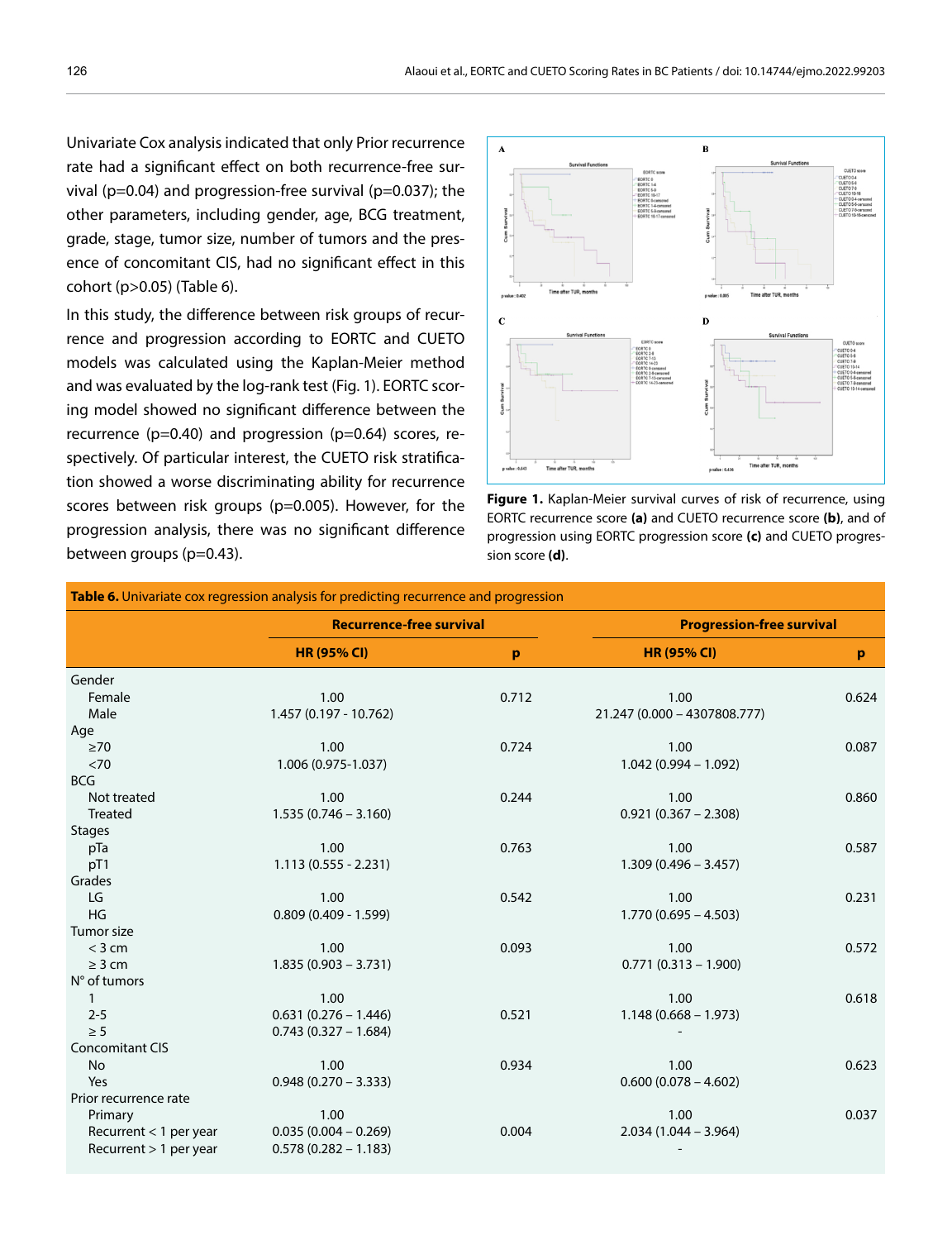Univariate Cox analysis indicated that only Prior recurrence rate had a significant effect on both recurrence-free survival (p=0.04) and progression-free survival (p=0.037); the other parameters, including gender, age, BCG treatment, grade, stage, tumor size, number of tumors and the presence of concomitant CIS, had no significant effect in this cohort (p>0.05) (Table 6).

In this study, the difference between risk groups of recurrence and progression according to EORTC and CUETO models was calculated using the Kaplan-Meier method and was evaluated by the log-rank test (Fig. 1). EORTC scoring model showed no significant difference between the recurrence (p=0.40) and progression (p=0.64) scores, respectively. Of particular interest, the CUETO risk stratification showed a worse discriminating ability for recurrence scores between risk groups (p=0.005). However, for the progression analysis, there was no significant difference between groups (p=0.43).

**Figure 1.** Kaplan-Meier survival curves of risk of recurrence, using EORTC recurrence score **(a)** and CUETO recurrence score **(b)**, and of progression using EORTC progression score **(c)** and CUETO progression score **(d)**.

**Table 6.** Univariate cox regression analysis for predicting recurrence and progression

| | Recurrence-free survival | | Progression-free survival | |
|---|---|---|---|---|
| | HR (95% CI) | p | HR (95% CI) | p |
| Gender | | | | |
| Female | 1.00 | 0.712 | 1.00 | 0.624 |
| Male | 1.457 (0.197 - 10.762) | | 21.247 (0.000 – 4307808.777) | |
| Age | | | | |
| ≥70 | 1.00 | 0.724 | 1.00 | 0.087 |
| <70 | 1.006 (0.975-1.037) | | 1.042 (0.994 – 1.092) | |
| BCG | | | | |
| Not treated | 1.00 | 0.244 | 1.00 | 0.860 |
| Treated | 1.535 (0.746 – 3.160) | | 0.921 (0.367 – 2.308) | |
| Stages | | | | |
| pTa | 1.00 | 0.763 | 1.00 | 0.587 |
| pT1 | 1.113 (0.555 - 2.231) | | 1.309 (0.496 – 3.457) | |
| Grades | | | | |
| LG | 1.00 | 0.542 | 1.00 | 0.231 |
| HG | 0.809 (0.409 - 1.599) | | 1.770 (0.695 – 4.503) | |
| Tumor size | | | | |
| < 3 cm | 1.00 | 0.093 | 1.00 | 0.572 |
| ≥ 3 cm | 1.835 (0.903 – 3.731) | | 0.771 (0.313 – 1.900) | |
| N° of tumors | | | | |
| 1 | 1.00 | | 1.00 | 0.618 |
| 2-5 | 0.631 (0.276 – 1.446) | 0.521 | 1.148 (0.668 – 1.973) | |
| ≥ 5 | 0.743 (0.327 – 1.684) | | - | |
| Concomitant CIS | | | | |
| No | 1.00 | 0.934 | 1.00 | 0.623 |
| Yes | 0.948 (0.270 – 3.333) | | 0.600 (0.078 – 4.602) | |
| Prior recurrence rate | | | | |
| Primary | 1.00 | | 1.00 | 0.037 |
| Recurrent < 1 per year | 0.035 (0.004 – 0.269) | 0.004 | 2.034 (1.044 – 3.964) | |
| Recurrent > 1 per year | 0.578 (0.282 – 1.183) | | - | |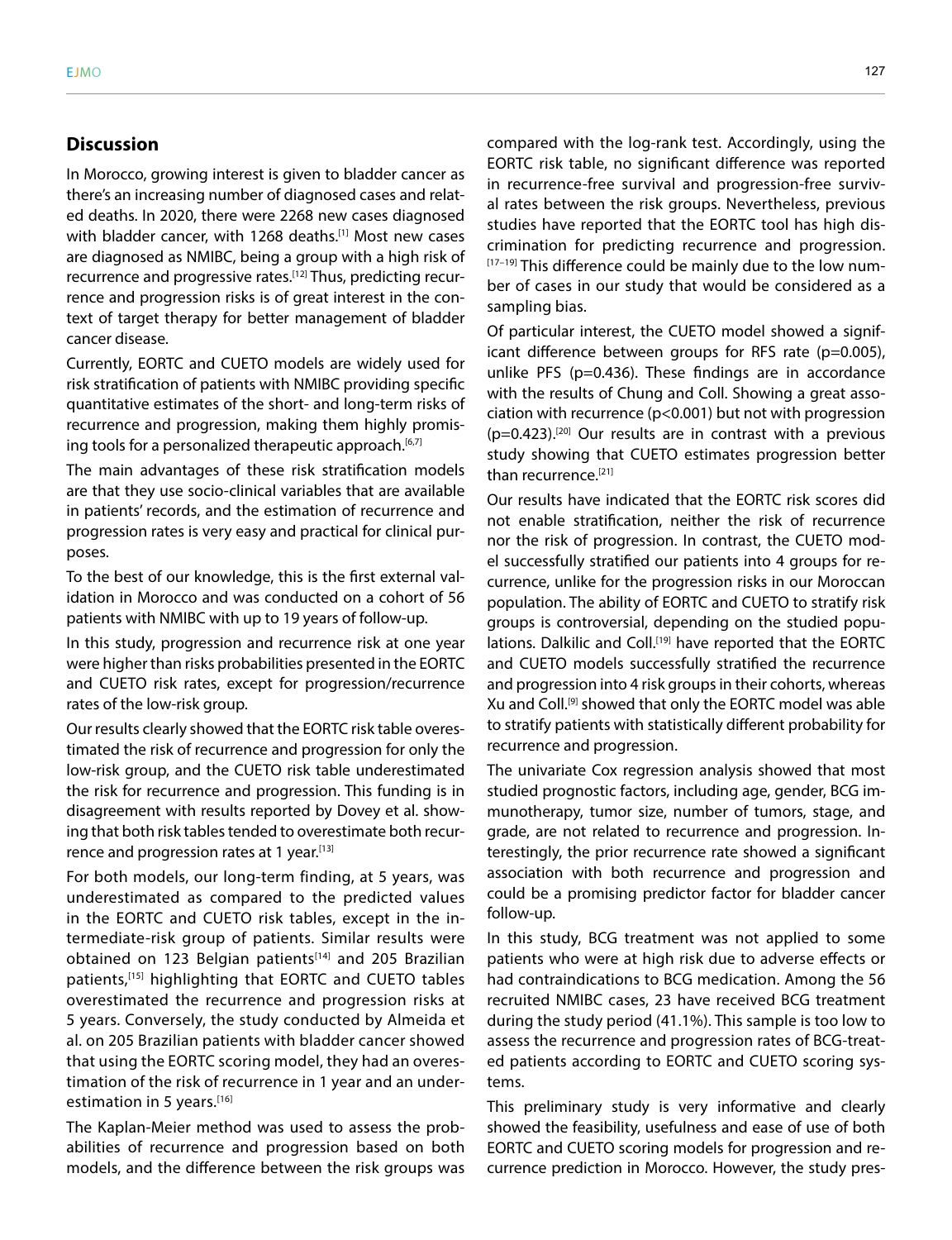## Discussion

In Morocco, growing interest is given to bladder cancer as there's an increasing number of diagnosed cases and related deaths. In 2020, there were 2268 new cases diagnosed with bladder cancer, with 1268 deaths.[1] Most new cases are diagnosed as NMIBC, being a group with a high risk of recurrence and progressive rates.[12] Thus, predicting recurrence and progression risks is of great interest in the context of target therapy for better management of bladder cancer disease.

Currently, EORTC and CUETO models are widely used for risk stratification of patients with NMIBC providing specific quantitative estimates of the short- and long-term risks of recurrence and progression, making them highly promising tools for a personalized therapeutic approach.[6,7]

The main advantages of these risk stratification models are that they use socio-clinical variables that are available in patients' records, and the estimation of recurrence and progression rates is very easy and practical for clinical purposes.

To the best of our knowledge, this is the first external validation in Morocco and was conducted on a cohort of 56 patients with NMIBC with up to 19 years of follow-up.

In this study, progression and recurrence risk at one year were higher than risks probabilities presented in the EORTC and CUETO risk rates, except for progression/recurrence rates of the low-risk group.

Our results clearly showed that the EORTC risk table overestimated the risk of recurrence and progression for only the low-risk group, and the CUETO risk table underestimated the risk for recurrence and progression. This funding is in disagreement with results reported by Dovey et al. showing that both risk tables tended to overestimate both recurrence and progression rates at 1 year.[13]

For both models, our long-term finding, at 5 years, was underestimated as compared to the predicted values in the EORTC and CUETO risk tables, except in the intermediate-risk group of patients. Similar results were obtained on 123 Belgian patients[14] and 205 Brazilian patients,[15] highlighting that EORTC and CUETO tables overestimated the recurrence and progression risks at 5 years. Conversely, the study conducted by Almeida et al. on 205 Brazilian patients with bladder cancer showed that using the EORTC scoring model, they had an overestimation of the risk of recurrence in 1 year and an underestimation in 5 years.[16]

The Kaplan-Meier method was used to assess the probabilities of recurrence and progression based on both models, and the difference between the risk groups was compared with the log-rank test. Accordingly, using the EORTC risk table, no significant difference was reported in recurrence-free survival and progression-free survival rates between the risk groups. Nevertheless, previous studies have reported that the EORTC tool has high discrimination for predicting recurrence and progression.[17–19] This difference could be mainly due to the low number of cases in our study that would be considered as a sampling bias.

Of particular interest, the CUETO model showed a significant difference between groups for RFS rate ($p=0.005$), unlike PFS ($p=0.436$). These findings are in accordance with the results of Chung and Coll. Showing a great association with recurrence ($p<0.001$) but not with progression ($p=0.423$).[20] Our results are in contrast with a previous study showing that CUETO estimates progression better than recurrence.[21]

Our results have indicated that the EORTC risk scores did not enable stratification, neither the risk of recurrence nor the risk of progression. In contrast, the CUETO model successfully stratified our patients into 4 groups for recurrence, unlike for the progression risks in our Moroccan population. The ability of EORTC and CUETO to stratify risk groups is controversial, depending on the studied populations. Dalkilic and Coll.[19] have reported that the EORTC and CUETO models successfully stratified the recurrence and progression into 4 risk groups in their cohorts, whereas Xu and Coll.[9] showed that only the EORTC model was able to stratify patients with statistically different probability for recurrence and progression.

The univariate Cox regression analysis showed that most studied prognostic factors, including age, gender, BCG immunotherapy, tumor size, number of tumors, stage, and grade, are not related to recurrence and progression. Interestingly, the prior recurrence rate showed a significant association with both recurrence and progression and could be a promising predictor factor for bladder cancer follow-up.

In this study, BCG treatment was not applied to some patients who were at high risk due to adverse effects or had contraindications to BCG medication. Among the 56 recruited NMIBC cases, 23 have received BCG treatment during the study period (41.1%). This sample is too low to assess the recurrence and progression rates of BCG-treated patients according to EORTC and CUETO scoring systems.

This preliminary study is very informative and clearly showed the feasibility, usefulness and ease of use of both EORTC and CUETO scoring models for progression and recurrence prediction in Morocco. However, the study pres-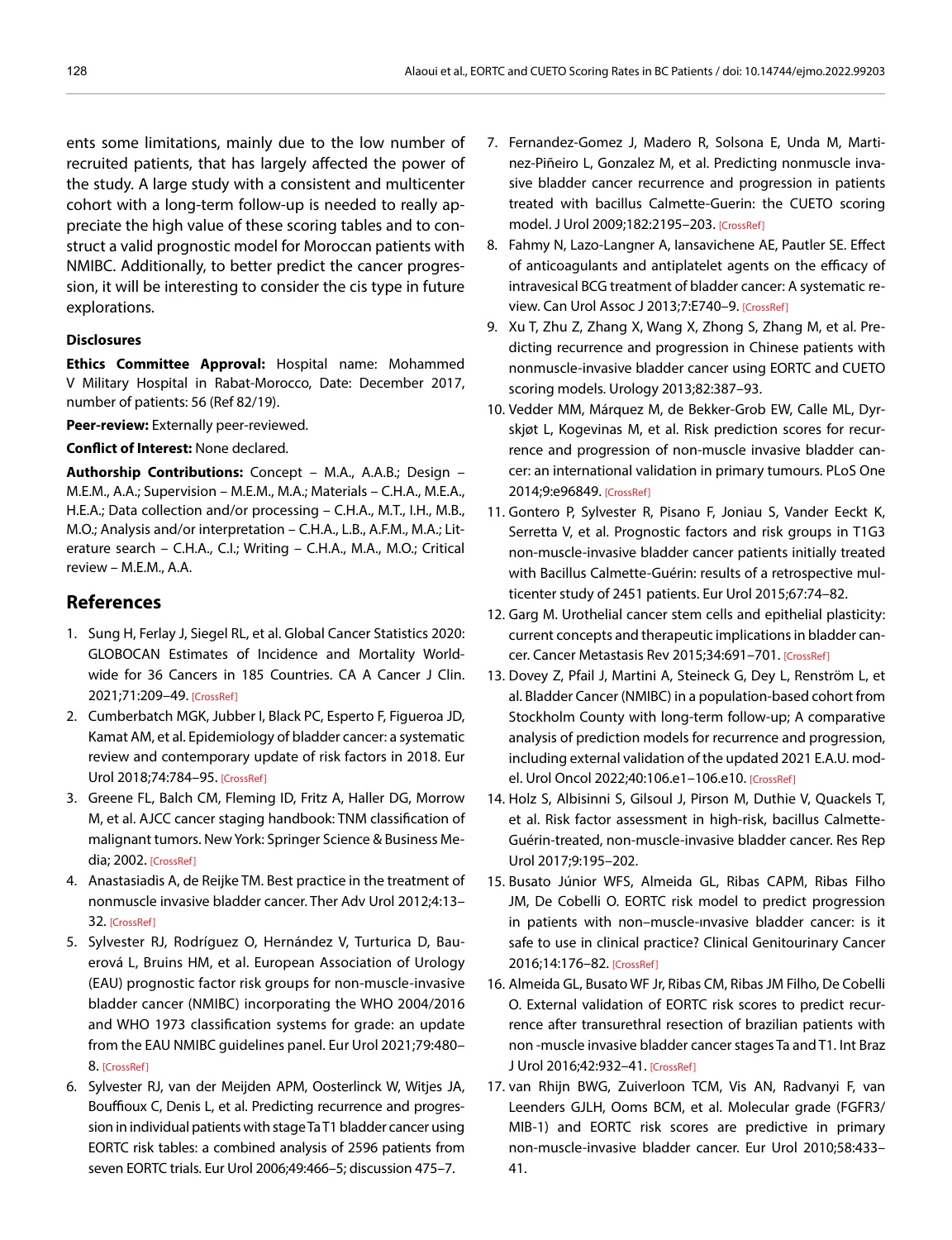ents some limitations, mainly due to the low number of recruited patients, that has largely affected the power of the study. A large study with a consistent and multicenter cohort with a long-term follow-up is needed to really appreciate the high value of these scoring tables and to construct a valid prognostic model for Moroccan patients with NMIBC. Additionally, to better predict the cancer progression, it will be interesting to consider the cis type in future explorations.

#### Disclosures

**Ethics Committee Approval:** Hospital name: Mohammed V Military Hospital in Rabat-Morocco, Date: December 2017, number of patients: 56 (Ref 82/19).

**Peer-review:** Externally peer-reviewed.

**Conflict of Interest:** None declared.

**Authorship Contributions:** Concept – M.A., A.A.B.; Design – M.E.M., A.A.; Supervision – M.E.M., M.A.; Materials – C.H.A., M.E.A., H.E.A.; Data collection and/or processing – C.H.A., M.T., I.H., M.B., M.O.; Analysis and/or interpretation – C.H.A., L.B., A.F.M., M.A.; Literature search – C.H.A., C.I.; Writing – C.H.A., M.A., M.O.; Critical review – M.E.M., A.A.

## References

1. Sung H, Ferlay J, Siegel RL, et al. Global Cancer Statistics 2020: GLOBOCAN Estimates of Incidence and Mortality Worldwide for 36 Cancers in 185 Countries. CA A Cancer J Clin. 2021;71:209–49. [CrossRef]
2. Cumberbatch MGK, Jubber I, Black PC, Esperto F, Figueroa JD, Kamat AM, et al. Epidemiology of bladder cancer: a systematic review and contemporary update of risk factors in 2018. Eur Urol 2018;74:784–95. [CrossRef]
3. Greene FL, Balch CM, Fleming ID, Fritz A, Haller DG, Morrow M, et al. AJCC cancer staging handbook: TNM classification of malignant tumors. New York: Springer Science & Business Media; 2002. [CrossRef]
4. Anastasiadis A, de Reijke TM. Best practice in the treatment of nonmuscle invasive bladder cancer. Ther Adv Urol 2012;4:13–32. [CrossRef]
5. Sylvester RJ, Rodríguez O, Hernández V, Turturica D, Bauerová L, Bruins HM, et al. European Association of Urology (EAU) prognostic factor risk groups for non-muscle-invasive bladder cancer (NMIBC) incorporating the WHO 2004/2016 and WHO 1973 classification systems for grade: an update from the EAU NMIBC guidelines panel. Eur Urol 2021;79:480–8. [CrossRef]
6. Sylvester RJ, van der Meijden APM, Oosterlinck W, Witjes JA, Bouffioux C, Denis L, et al. Predicting recurrence and progression in individual patients with stage Ta T1 bladder cancer using EORTC risk tables: a combined analysis of 2596 patients from seven EORTC trials. Eur Urol 2006;49:466–5; discussion 475–7.
7. Fernandez-Gomez J, Madero R, Solsona E, Unda M, Martinez-Piñeiro L, Gonzalez M, et al. Predicting nonmuscle invasive bladder cancer recurrence and progression in patients treated with bacillus Calmette-Guerin: the CUETO scoring model. J Urol 2009;182:2195–203. [CrossRef]
8. Fahmy N, Lazo-Langner A, Iansavichene AE, Pautler SE. Effect of anticoagulants and antiplatelet agents on the efficacy of intravesical BCG treatment of bladder cancer: A systematic review. Can Urol Assoc J 2013;7:E740–9. [CrossRef]
9. Xu T, Zhu Z, Zhang X, Wang X, Zhong S, Zhang M, et al. Predicting recurrence and progression in Chinese patients with nonmuscle-invasive bladder cancer using EORTC and CUETO scoring models. Urology 2013;82:387–93.
10. Vedder MM, Márquez M, de Bekker-Grob EW, Calle ML, Dyrskjøt L, Kogevinas M, et al. Risk prediction scores for recurrence and progression of non-muscle invasive bladder cancer: an international validation in primary tumours. PLoS One 2014;9:e96849. [CrossRef]
11. Gontero P, Sylvester R, Pisano F, Joniau S, Vander Eeckt K, Serretta V, et al. Prognostic factors and risk groups in T1G3 non-muscle-invasive bladder cancer patients initially treated with Bacillus Calmette-Guérin: results of a retrospective multicenter study of 2451 patients. Eur Urol 2015;67:74–82.
12. Garg M. Urothelial cancer stem cells and epithelial plasticity: current concepts and therapeutic implications in bladder cancer. Cancer Metastasis Rev 2015;34:691–701. [CrossRef]
13. Dovey Z, Pfail J, Martini A, Steineck G, Dey L, Renström L, et al. Bladder Cancer (NMIBC) in a population-based cohort from Stockholm County with long-term follow-up; A comparative analysis of prediction models for recurrence and progression, including external validation of the updated 2021 E.A.U. model. Urol Oncol 2022;40:106.e1–106.e10. [CrossRef]
14. Holz S, Albisinni S, Gilsoul J, Pirson M, Duthie V, Quackels T, et al. Risk factor assessment in high-risk, bacillus Calmette-Guérin-treated, non-muscle-invasive bladder cancer. Res Rep Urol 2017;9:195–202.
15. Busato Júnior WFS, Almeida GL, Ribas CAPM, Ribas Filho JM, De Cobelli O. EORTC risk model to predict progression in patients with non–muscle-ınvasive bladder cancer: is it safe to use in clinical practice? Clinical Genitourinary Cancer 2016;14:176–82. [CrossRef]
16. Almeida GL, Busato WF Jr, Ribas CM, Ribas JM Filho, De Cobelli O. External validation of EORTC risk scores to predict recurrence after transurethral resection of brazilian patients with non -muscle invasive bladder cancer stages Ta and T1. Int Braz J Urol 2016;42:932–41. [CrossRef]
17. van Rhijn BWG, Zuiverloon TCM, Vis AN, Radvanyi F, van Leenders GJLH, Ooms BCM, et al. Molecular grade (FGFR3/MIB-1) and EORTC risk scores are predictive in primary non-muscle-invasive bladder cancer. Eur Urol 2010;58:433–41.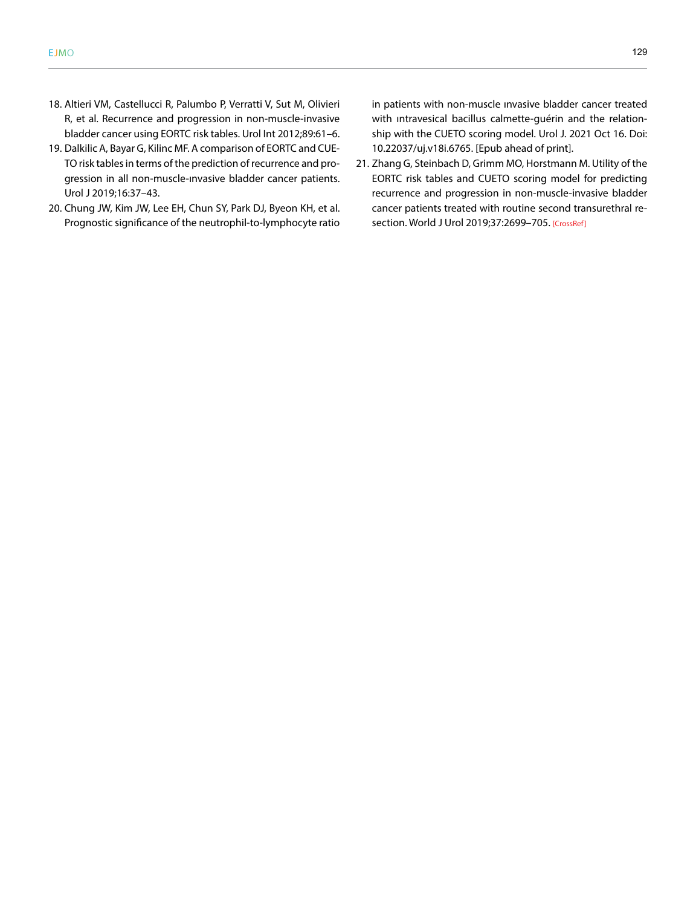18. Altieri VM, Castellucci R, Palumbo P, Verratti V, Sut M, Olivieri R, et al. Recurrence and progression in non-muscle-invasive bladder cancer using EORTC risk tables. Urol Int 2012;89:61–6.
19. Dalkilic A, Bayar G, Kilinc MF. A comparison of EORTC and CUETO risk tables in terms of the prediction of recurrence and progression in all non-muscle-ınvasive bladder cancer patients. Urol J 2019;16:37–43.
20. Chung JW, Kim JW, Lee EH, Chun SY, Park DJ, Byeon KH, et al. Prognostic significance of the neutrophil-to-lymphocyte ratio in patients with non-muscle ınvasive bladder cancer treated with ıntravesical bacillus calmette-guérin and the relationship with the CUETO scoring model. Urol J. 2021 Oct 16. Doi: 10.22037/uj.v18i.6765. [Epub ahead of print].
21. Zhang G, Steinbach D, Grimm MO, Horstmann M. Utility of the EORTC risk tables and CUETO scoring model for predicting recurrence and progression in non-muscle-invasive bladder cancer patients treated with routine second transurethral resection. World J Urol 2019;37:2699–705. [CrossRef]